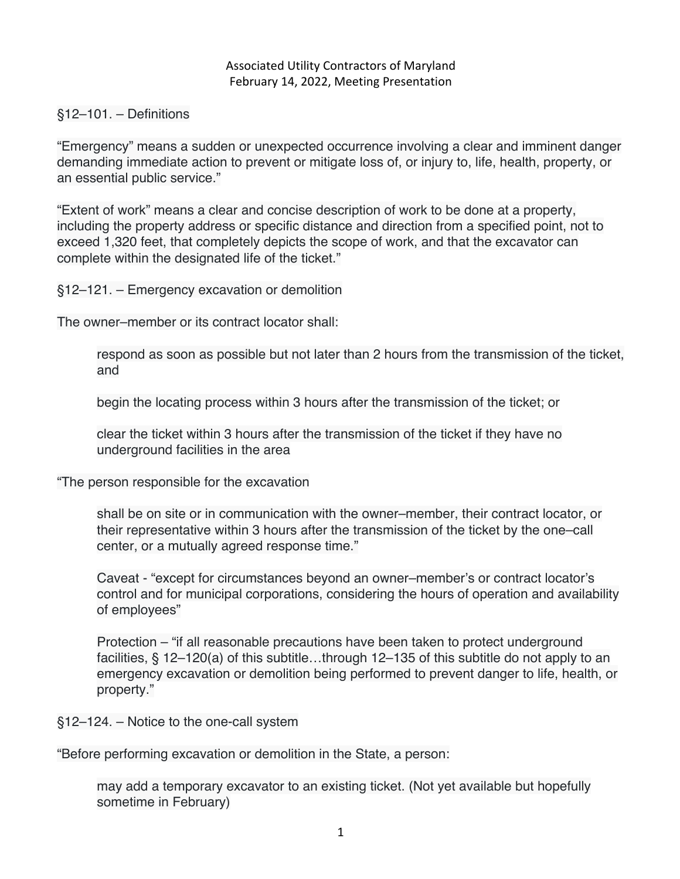Associated Utility Contractors of Maryland
February 14, 2022, Meeting Presentation

§12–101. – Definitions

“Emergency” means a sudden or unexpected occurrence involving a clear and imminent danger demanding immediate action to prevent or mitigate loss of, or injury to, life, health, property, or an essential public service.”

“Extent of work” means a clear and concise description of work to be done at a property, including the property address or specific distance and direction from a specified point, not to exceed 1,320 feet, that completely depicts the scope of work, and that the excavator can complete within the designated life of the ticket.”

§12–121. – Emergency excavation or demolition

The owner–member or its contract locator shall:

> respond as soon as possible but not later than 2 hours from the transmission of the ticket, and
>
> begin the locating process within 3 hours after the transmission of the ticket; or
>
> clear the ticket within 3 hours after the transmission of the ticket if they have no underground facilities in the area

“The person responsible for the excavation

> shall be on site or in communication with the owner–member, their contract locator, or their representative within 3 hours after the transmission of the ticket by the one–call center, or a mutually agreed response time.”
>
> Caveat - “except for circumstances beyond an owner–member’s or contract locator’s control and for municipal corporations, considering the hours of operation and availability of employees”
>
> Protection – “if all reasonable precautions have been taken to protect underground facilities, § 12–120(a) of this subtitle…through 12–135 of this subtitle do not apply to an emergency excavation or demolition being performed to prevent danger to life, health, or property.”

§12–124. – Notice to the one-call system

“Before performing excavation or demolition in the State, a person:

> may add a temporary excavator to an existing ticket. (Not yet available but hopefully sometime in February)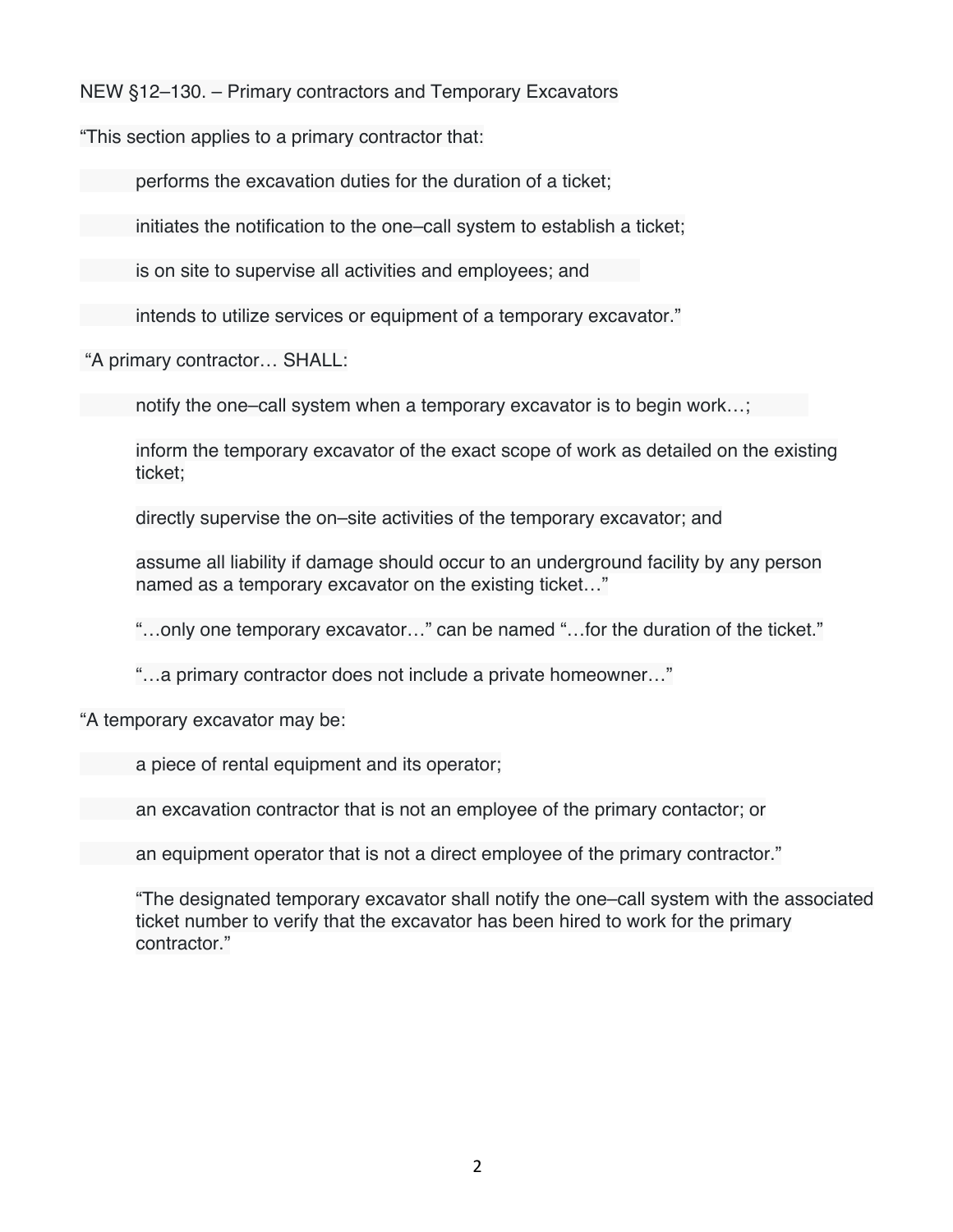NEW §12–130. – Primary contractors and Temporary Excavators

“This section applies to a primary contractor that:

- performs the excavation duties for the duration of a ticket;
- initiates the notification to the one–call system to establish a ticket;
- is on site to supervise all activities and employees; and
- intends to utilize services or equipment of a temporary excavator.”

“A primary contractor… SHALL:

- notify the one–call system when a temporary excavator is to begin work…;
- inform the temporary excavator of the exact scope of work as detailed on the existing ticket;
- directly supervise the on–site activities of the temporary excavator; and
- assume all liability if damage should occur to an underground facility by any person named as a temporary excavator on the existing ticket…”
- “…only one temporary excavator…” can be named “…for the duration of the ticket.”
- “…a primary contractor does not include a private homeowner…”

“A temporary excavator may be:

- a piece of rental equipment and its operator;
- an excavation contractor that is not an employee of the primary contactor; or
- an equipment operator that is not a direct employee of the primary contractor.”
- “The designated temporary excavator shall notify the one–call system with the associated ticket number to verify that the excavator has been hired to work for the primary contractor.”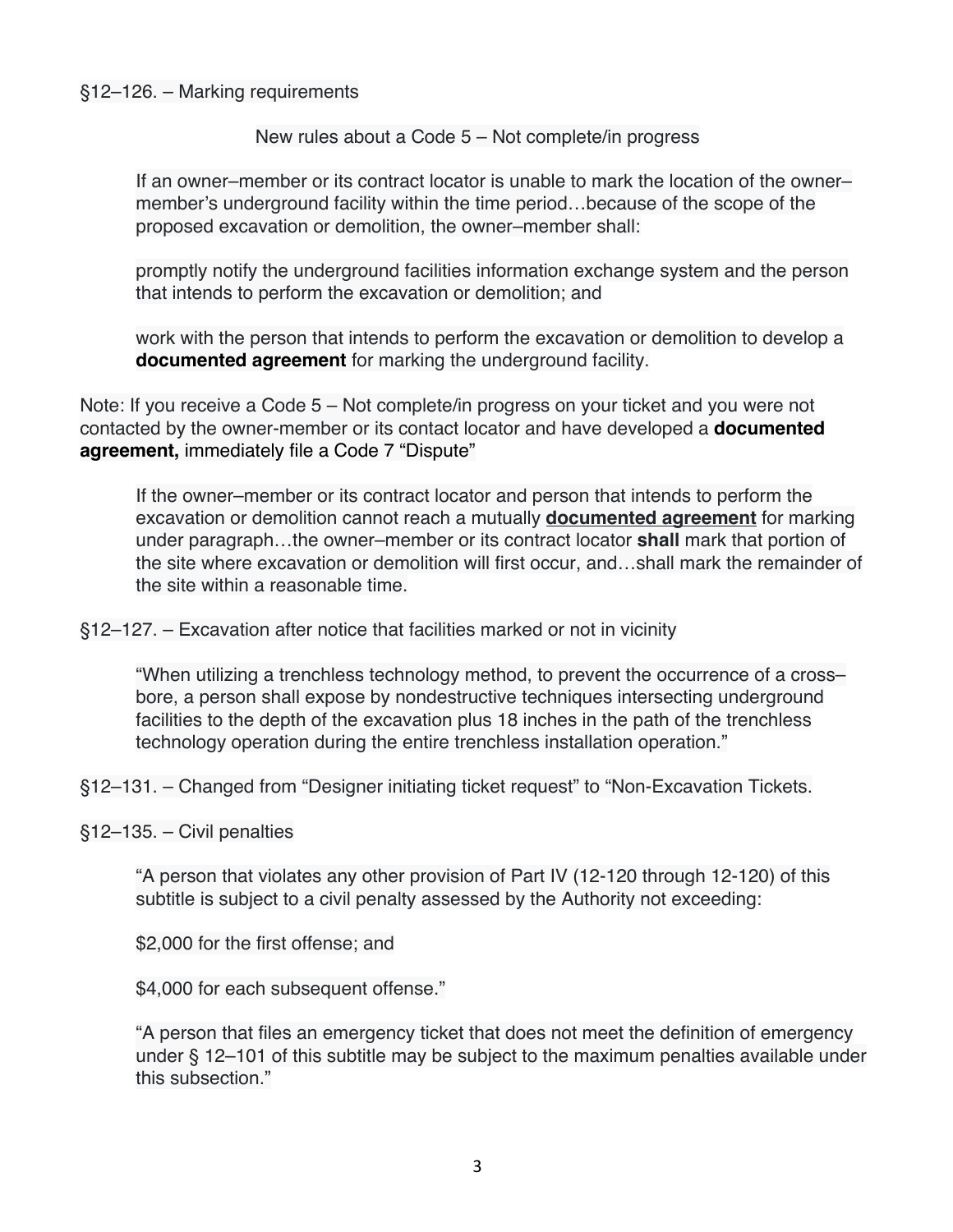§12–126. – Marking requirements

New rules about a Code 5 – Not complete/in progress

> If an owner–member or its contract locator is unable to mark the location of the owner–member's underground facility within the time period…because of the scope of the proposed excavation or demolition, the owner–member shall:
>
> promptly notify the underground facilities information exchange system and the person that intends to perform the excavation or demolition; and
>
> work with the person that intends to perform the excavation or demolition to develop a **documented agreement** for marking the underground facility.

Note: If you receive a Code 5 – Not complete/in progress on your ticket and you were not contacted by the owner-member or its contact locator and have developed a **documented agreement,** immediately file a Code 7 "Dispute"

> If the owner–member or its contract locator and person that intends to perform the excavation or demolition cannot reach a mutually **documented agreement** for marking under paragraph…the owner–member or its contract locator **shall** mark that portion of the site where excavation or demolition will first occur, and…shall mark the remainder of the site within a reasonable time.

§12–127. – Excavation after notice that facilities marked or not in vicinity

> "When utilizing a trenchless technology method, to prevent the occurrence of a cross–bore, a person shall expose by nondestructive techniques intersecting underground facilities to the depth of the excavation plus 18 inches in the path of the trenchless technology operation during the entire trenchless installation operation."

§12–131. – Changed from "Designer initiating ticket request" to "Non-Excavation Tickets.

§12–135. – Civil penalties

> "A person that violates any other provision of Part IV (12-120 through 12-120) of this subtitle is subject to a civil penalty assessed by the Authority not exceeding:
>
> $2,000 for the first offense; and
>
> $4,000 for each subsequent offense."
>
> "A person that files an emergency ticket that does not meet the definition of emergency under § 12–101 of this subtitle may be subject to the maximum penalties available under this subsection."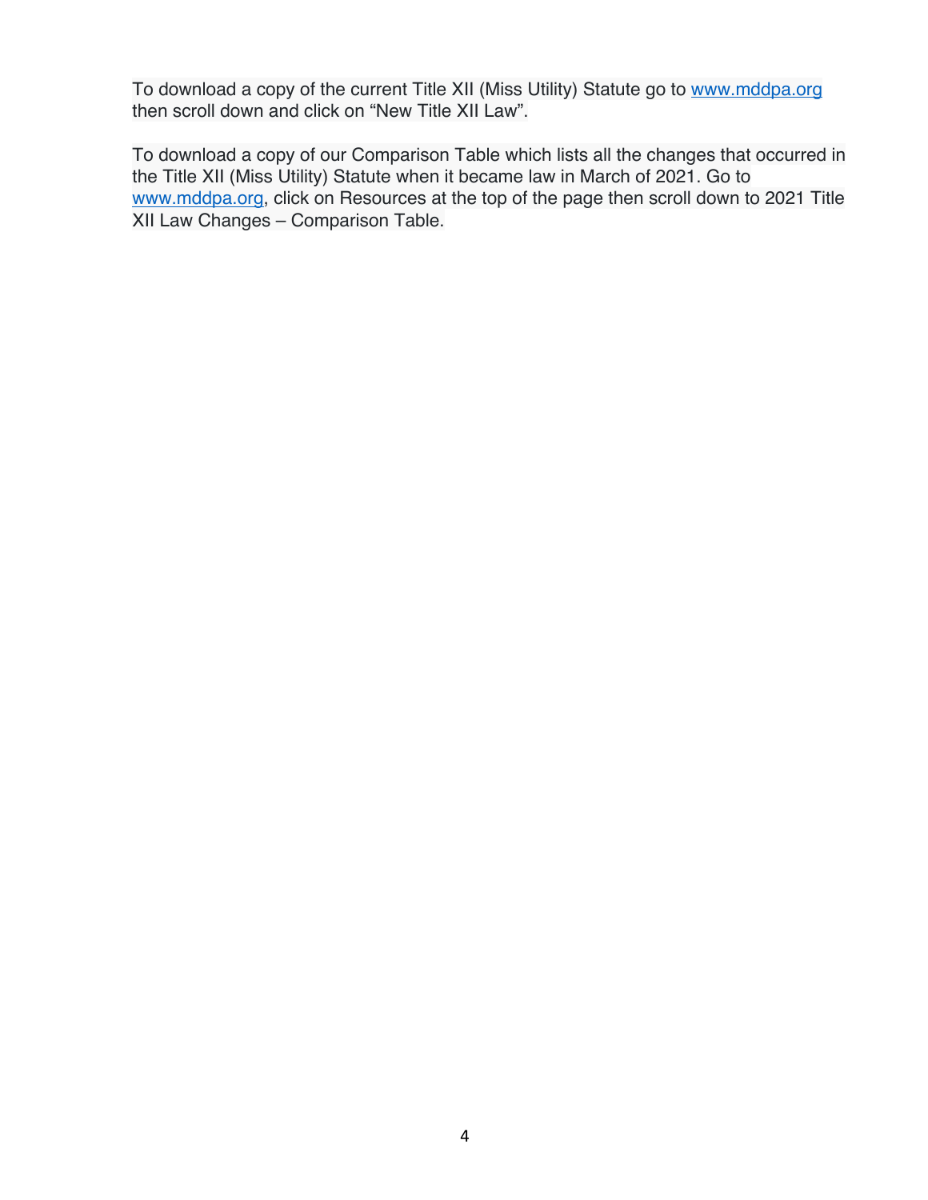To download a copy of the current Title XII (Miss Utility) Statute go to [www.mddpa.org](http://www.mddpa.org) then scroll down and click on "New Title XII Law".

To download a copy of our Comparison Table which lists all the changes that occurred in the Title XII (Miss Utility) Statute when it became law in March of 2021. Go to [www.mddpa.org](http://www.mddpa.org), click on Resources at the top of the page then scroll down to 2021 Title XII Law Changes – Comparison Table.